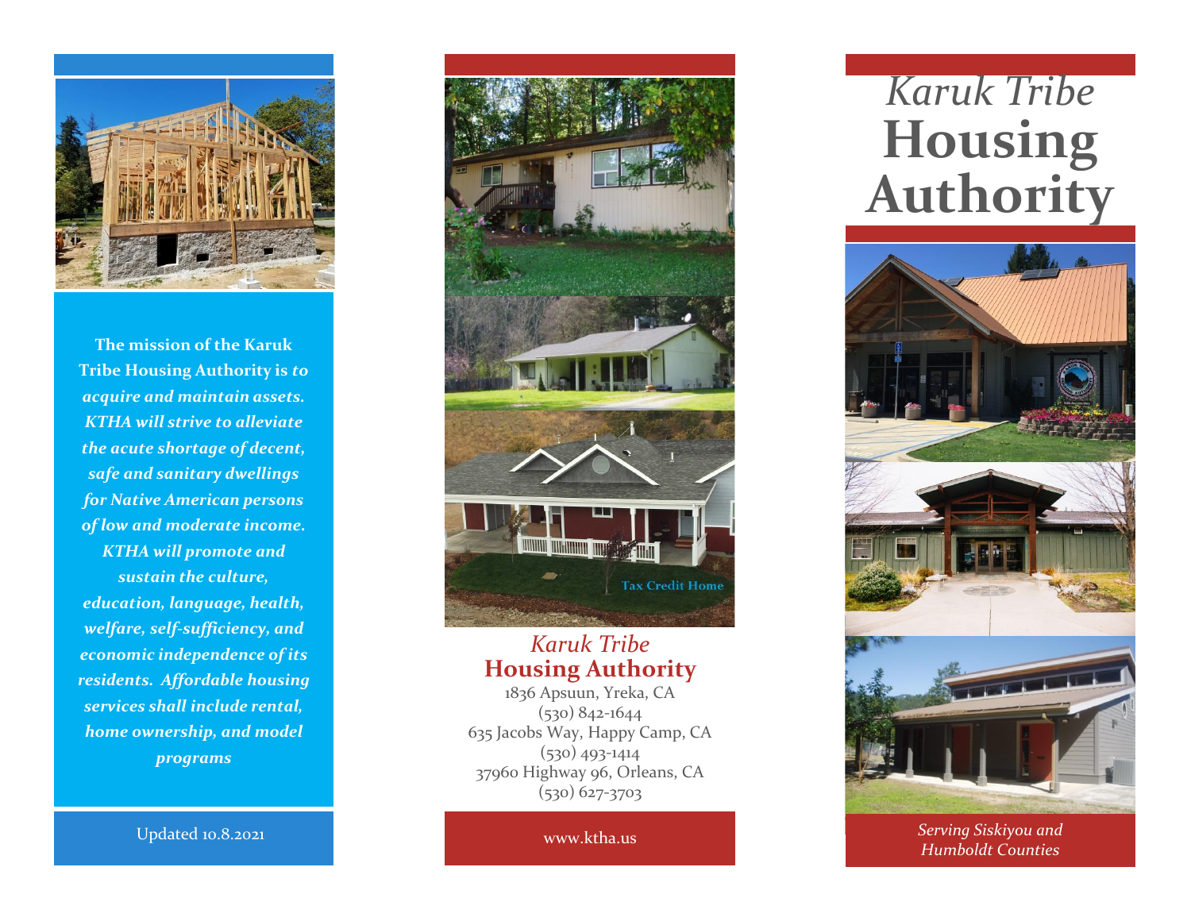The mission of the Karuk Tribe Housing Authority is *to acquire and maintain assets. KTHA will strive to alleviate the acute shortage of decent, safe and sanitary dwellings for Native American persons of low and moderate income. KTHA will promote and sustain the culture, education, language, health, welfare, self-sufficiency, and economic independence of its residents. Affordable housing services shall include rental, home ownership, and model programs*

Updated 10.8.2021

Tax Credit Home

*Karuk Tribe*
**Housing Authority**

1836 Apsuun, Yreka, CA
(530) 842-1644
635 Jacobs Way, Happy Camp, CA
(530) 493-1414
37960 Highway 96, Orleans, CA
(530) 627-3703

www.ktha.us

# *Karuk Tribe* Housing Authority

*Serving Siskiyou and Humboldt Counties*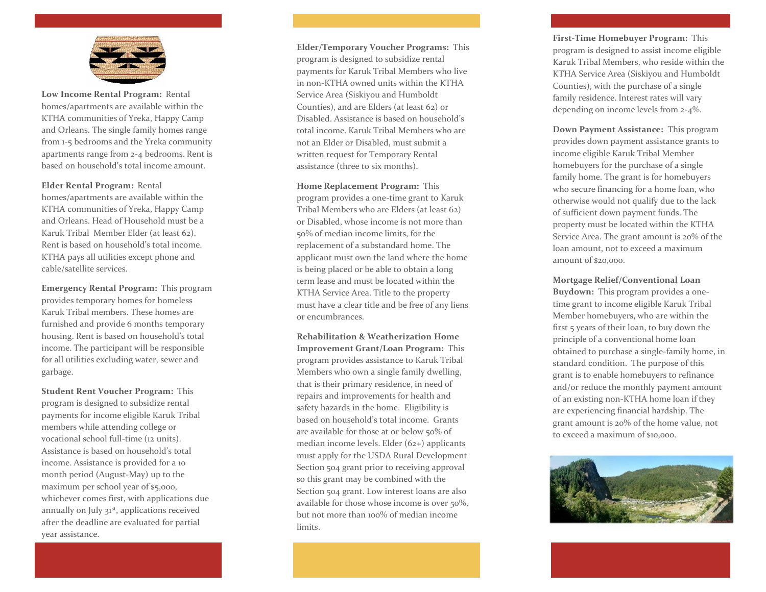**Low Income Rental Program:** Rental homes/apartments are available within the KTHA communities of Yreka, Happy Camp and Orleans. The single family homes range from 1-5 bedrooms and the Yreka community apartments range from 2-4 bedrooms. Rent is based on household's total income amount.

**Elder Rental Program:** Rental homes/apartments are available within the KTHA communities of Yreka, Happy Camp and Orleans. Head of Household must be a Karuk Tribal Member Elder (at least 62). Rent is based on household's total income. KTHA pays all utilities except phone and cable/satellite services.

**Emergency Rental Program:** This program provides temporary homes for homeless Karuk Tribal members. These homes are furnished and provide 6 months temporary housing. Rent is based on household's total income. The participant will be responsible for all utilities excluding water, sewer and garbage.

**Student Rent Voucher Program:** This program is designed to subsidize rental payments for income eligible Karuk Tribal members while attending college or vocational school full-time (12 units). Assistance is based on household's total income. Assistance is provided for a 10 month period (August-May) up to the maximum per school year of $5,000, whichever comes first, with applications due annually on July 31st, applications received after the deadline are evaluated for partial year assistance.

**Elder/Temporary Voucher Programs:** This program is designed to subsidize rental payments for Karuk Tribal Members who live in non-KTHA owned units within the KTHA Service Area (Siskiyou and Humboldt Counties), and are Elders (at least 62) or Disabled. Assistance is based on household's total income. Karuk Tribal Members who are not an Elder or Disabled, must submit a written request for Temporary Rental assistance (three to six months).

**Home Replacement Program:** This program provides a one-time grant to Karuk Tribal Members who are Elders (at least 62) or Disabled, whose income is not more than 50% of median income limits, for the replacement of a substandard home. The applicant must own the land where the home is being placed or be able to obtain a long term lease and must be located within the KTHA Service Area. Title to the property must have a clear title and be free of any liens or encumbrances.

**Rehabilitation & Weatherization Home Improvement Grant/Loan Program:** This program provides assistance to Karuk Tribal Members who own a single family dwelling, that is their primary residence, in need of repairs and improvements for health and safety hazards in the home. Eligibility is based on household's total income. Grants are available for those at or below 50% of median income levels. Elder (62+) applicants must apply for the USDA Rural Development Section 504 grant prior to receiving approval so this grant may be combined with the Section 504 grant. Low interest loans are also available for those whose income is over 50%, but not more than 100% of median income limits.

**First-Time Homebuyer Program:** This program is designed to assist income eligible Karuk Tribal Members, who reside within the KTHA Service Area (Siskiyou and Humboldt Counties), with the purchase of a single family residence. Interest rates will vary depending on income levels from 2-4%.

**Down Payment Assistance:** This program provides down payment assistance grants to income eligible Karuk Tribal Member homebuyers for the purchase of a single family home. The grant is for homebuyers who secure financing for a home loan, who otherwise would not qualify due to the lack of sufficient down payment funds. The property must be located within the KTHA Service Area. The grant amount is 20% of the loan amount, not to exceed a maximum amount of $20,000.

**Mortgage Relief/Conventional Loan Buydown:** This program provides a one-time grant to income eligible Karuk Tribal Member homebuyers, who are within the first 5 years of their loan, to buy down the principle of a conventional home loan obtained to purchase a single-family home, in standard condition. The purpose of this grant is to enable homebuyers to refinance and/or reduce the monthly payment amount of an existing non-KTHA home loan if they are experiencing financial hardship. The grant amount is 20% of the home value, not to exceed a maximum of $10,000.